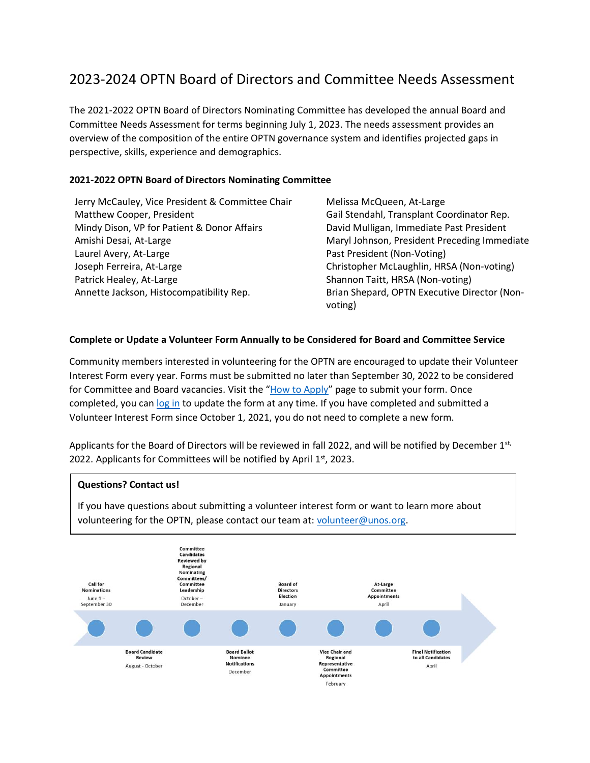# 2023-2024 OPTN Board of Directors and Committee Needs Assessment

The 2021-2022 OPTN Board of Directors Nominating Committee has developed the annual Board and Committee Needs Assessment for terms beginning July 1, 2023. The needs assessment provides an overview of the composition of the entire OPTN governance system and identifies projected gaps in perspective, skills, experience and demographics.

### 2021-2022 OPTN Board of Directors Nominating Committee

Jerry McCauley, Vice President & Committee Chair
Matthew Cooper, President
Mindy Dison, VP for Patient & Donor Affairs
Amishi Desai, At-Large
Laurel Avery, At-Large
Joseph Ferreira, At-Large
Patrick Healey, At-Large
Annette Jackson, Histocompatibility Rep.
Melissa McQueen, At-Large
Gail Stendahl, Transplant Coordinator Rep.
David Mulligan, Immediate Past President
Maryl Johnson, President Preceding Immediate Past President (Non-Voting)
Christopher McLaughlin, HRSA (Non-voting)
Shannon Taitt, HRSA (Non-voting)
Brian Shepard, OPTN Executive Director (Non-voting)

### Complete or Update a Volunteer Form Annually to be Considered for Board and Committee Service

Community members interested in volunteering for the OPTN are encouraged to update their Volunteer Interest Form every year. Forms must be submitted no later than September 30, 2022 to be considered for Committee and Board vacancies. Visit the "How to Apply" page to submit your form. Once completed, you can log in to update the form at any time. If you have completed and submitted a Volunteer Interest Form since October 1, 2021, you do not need to complete a new form.

Applicants for the Board of Directors will be reviewed in fall 2022, and will be notified by December 1st, 2022. Applicants for Committees will be notified by April 1st, 2023.

**Questions? Contact us!**

If you have questions about submitting a volunteer interest form or want to learn more about volunteering for the OPTN, please contact our team at: volunteer@unos.org.

Call for Nominations
June 1 – September 30

Board Candidate Review
August - October

Committee Candidates Reviewed by Regional Nominating Committees/ Committee Leadership
October – December

Board Ballot Nominee Notifications
December

Board of Directors Election
January

Vice Chair and Regional Representative Committee Appointments
February

At-Large Committee Appointments
April

Final Notification to all Candidates
April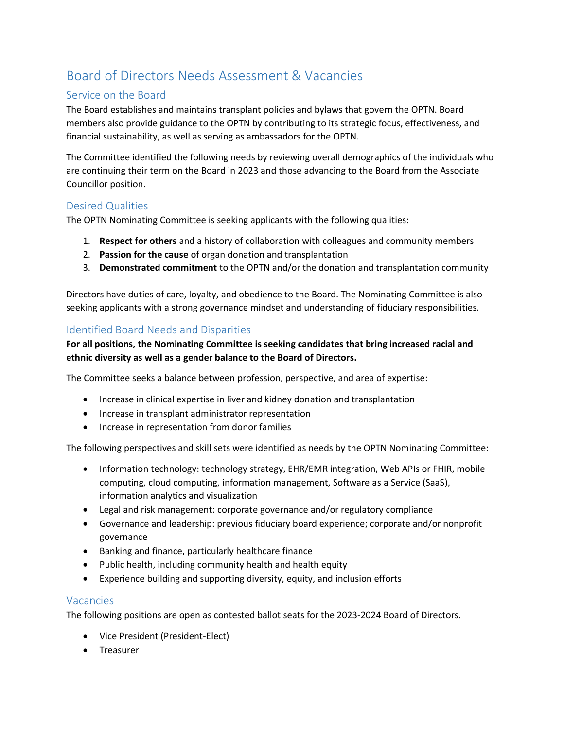# Board of Directors Needs Assessment & Vacancies

## Service on the Board

The Board establishes and maintains transplant policies and bylaws that govern the OPTN. Board members also provide guidance to the OPTN by contributing to its strategic focus, effectiveness, and financial sustainability, as well as serving as ambassadors for the OPTN.

The Committee identified the following needs by reviewing overall demographics of the individuals who are continuing their term on the Board in 2023 and those advancing to the Board from the Associate Councillor position.

## Desired Qualities

The OPTN Nominating Committee is seeking applicants with the following qualities:

1. **Respect for others** and a history of collaboration with colleagues and community members
2. **Passion for the cause** of organ donation and transplantation
3. **Demonstrated commitment** to the OPTN and/or the donation and transplantation community

Directors have duties of care, loyalty, and obedience to the Board. The Nominating Committee is also seeking applicants with a strong governance mindset and understanding of fiduciary responsibilities.

## Identified Board Needs and Disparities

**For all positions, the Nominating Committee is seeking candidates that bring increased racial and ethnic diversity as well as a gender balance to the Board of Directors.**

The Committee seeks a balance between profession, perspective, and area of expertise:

- Increase in clinical expertise in liver and kidney donation and transplantation
- Increase in transplant administrator representation
- Increase in representation from donor families

The following perspectives and skill sets were identified as needs by the OPTN Nominating Committee:

- Information technology: technology strategy, EHR/EMR integration, Web APIs or FHIR, mobile computing, cloud computing, information management, Software as a Service (SaaS), information analytics and visualization
- Legal and risk management: corporate governance and/or regulatory compliance
- Governance and leadership: previous fiduciary board experience; corporate and/or nonprofit governance
- Banking and finance, particularly healthcare finance
- Public health, including community health and health equity
- Experience building and supporting diversity, equity, and inclusion efforts

## Vacancies

The following positions are open as contested ballot seats for the 2023-2024 Board of Directors.

- Vice President (President-Elect)
- Treasurer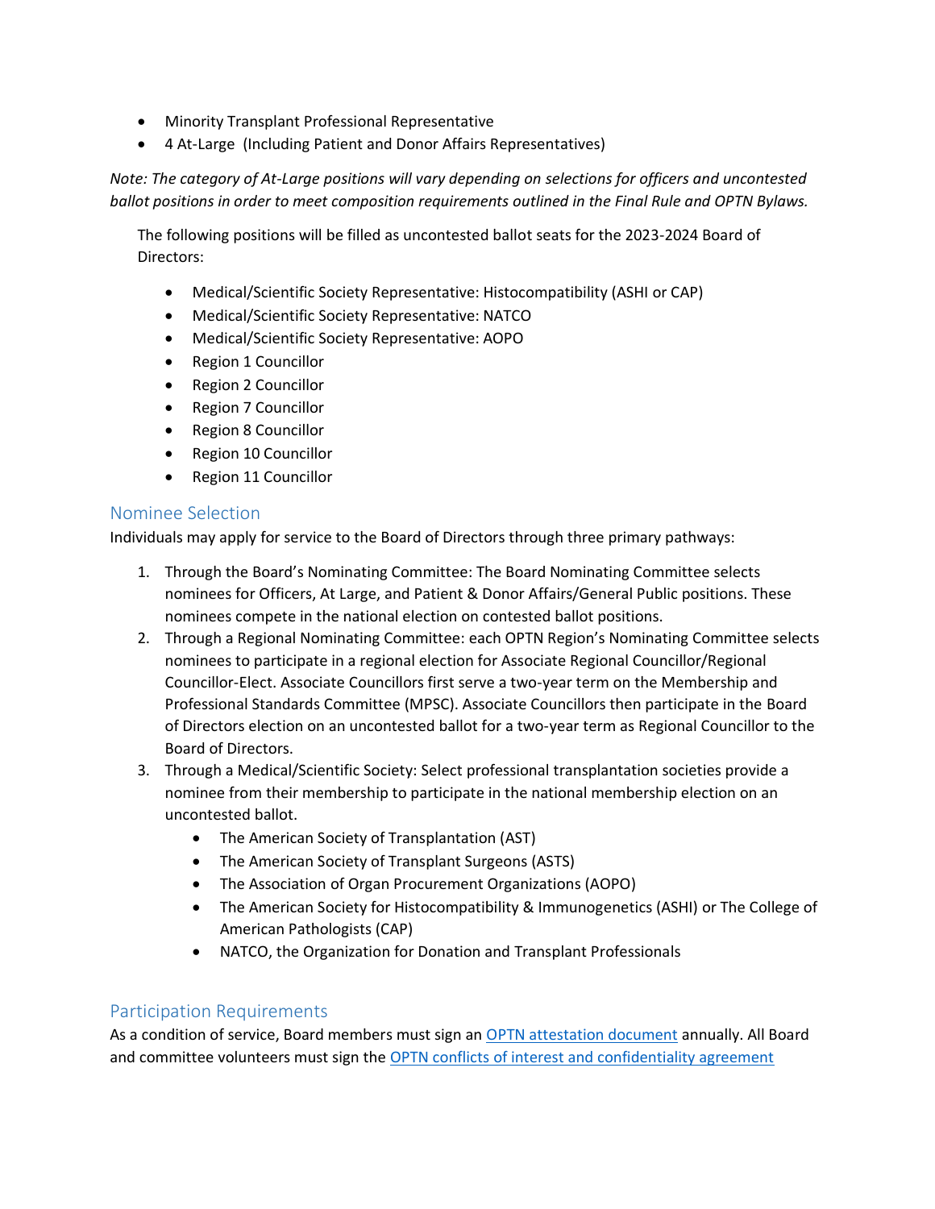- Minority Transplant Professional Representative
- 4 At-Large (Including Patient and Donor Affairs Representatives)

*Note: The category of At-Large positions will vary depending on selections for officers and uncontested ballot positions in order to meet composition requirements outlined in the Final Rule and OPTN Bylaws.*

The following positions will be filled as uncontested ballot seats for the 2023-2024 Board of Directors:

- Medical/Scientific Society Representative: Histocompatibility (ASHI or CAP)
- Medical/Scientific Society Representative: NATCO
- Medical/Scientific Society Representative: AOPO
- Region 1 Councillor
- Region 2 Councillor
- Region 7 Councillor
- Region 8 Councillor
- Region 10 Councillor
- Region 11 Councillor

## Nominee Selection

Individuals may apply for service to the Board of Directors through three primary pathways:

1. Through the Board's Nominating Committee: The Board Nominating Committee selects nominees for Officers, At Large, and Patient & Donor Affairs/General Public positions. These nominees compete in the national election on contested ballot positions.
2. Through a Regional Nominating Committee: each OPTN Region's Nominating Committee selects nominees to participate in a regional election for Associate Regional Councillor/Regional Councillor-Elect. Associate Councillors first serve a two-year term on the Membership and Professional Standards Committee (MPSC). Associate Councillors then participate in the Board of Directors election on an uncontested ballot for a two-year term as Regional Councillor to the Board of Directors.
3. Through a Medical/Scientific Society: Select professional transplantation societies provide a nominee from their membership to participate in the national membership election on an uncontested ballot.
   - The American Society of Transplantation (AST)
   - The American Society of Transplant Surgeons (ASTS)
   - The Association of Organ Procurement Organizations (AOPO)
   - The American Society for Histocompatibility & Immunogenetics (ASHI) or The College of American Pathologists (CAP)
   - NATCO, the Organization for Donation and Transplant Professionals

## Participation Requirements

As a condition of service, Board members must sign an [OPTN attestation document]() annually. All Board and committee volunteers must sign the [OPTN conflicts of interest and confidentiality agreement]()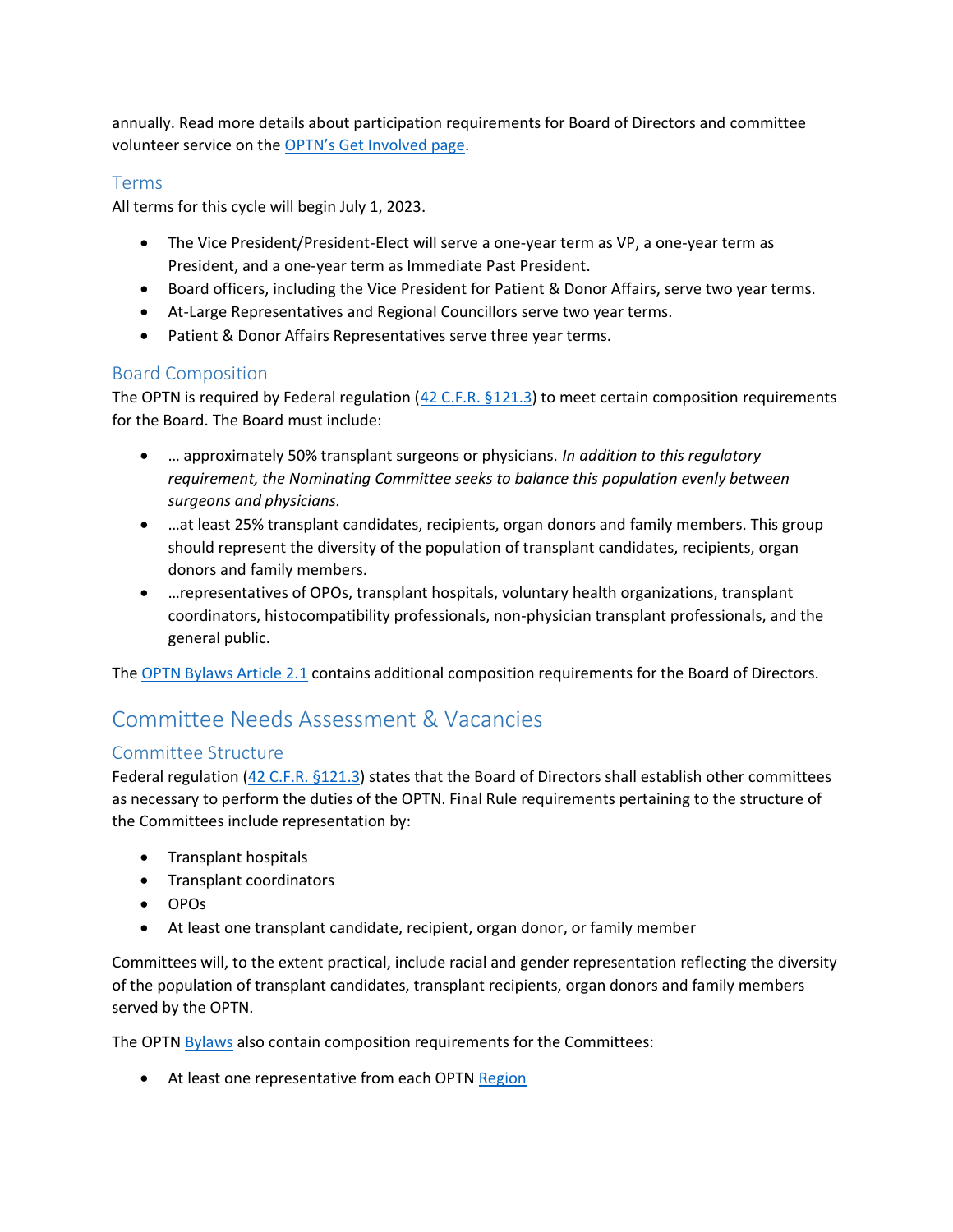annually. Read more details about participation requirements for Board of Directors and committee volunteer service on the OPTN's Get Involved page.

### Terms

All terms for this cycle will begin July 1, 2023.

- The Vice President/President-Elect will serve a one-year term as VP, a one-year term as President, and a one-year term as Immediate Past President.
- Board officers, including the Vice President for Patient & Donor Affairs, serve two year terms.
- At-Large Representatives and Regional Councillors serve two year terms.
- Patient & Donor Affairs Representatives serve three year terms.

### Board Composition

The OPTN is required by Federal regulation (42 C.F.R. §121.3) to meet certain composition requirements for the Board. The Board must include:

- … approximately 50% transplant surgeons or physicians. *In addition to this regulatory requirement, the Nominating Committee seeks to balance this population evenly between surgeons and physicians.*
- …at least 25% transplant candidates, recipients, organ donors and family members. This group should represent the diversity of the population of transplant candidates, recipients, organ donors and family members.
- …representatives of OPOs, transplant hospitals, voluntary health organizations, transplant coordinators, histocompatibility professionals, non-physician transplant professionals, and the general public.

The OPTN Bylaws Article 2.1 contains additional composition requirements for the Board of Directors.

## Committee Needs Assessment & Vacancies

### Committee Structure

Federal regulation (42 C.F.R. §121.3) states that the Board of Directors shall establish other committees as necessary to perform the duties of the OPTN. Final Rule requirements pertaining to the structure of the Committees include representation by:

- Transplant hospitals
- Transplant coordinators
- OPOs
- At least one transplant candidate, recipient, organ donor, or family member

Committees will, to the extent practical, include racial and gender representation reflecting the diversity of the population of transplant candidates, transplant recipients, organ donors and family members served by the OPTN.

The OPTN Bylaws also contain composition requirements for the Committees:

- At least one representative from each OPTN Region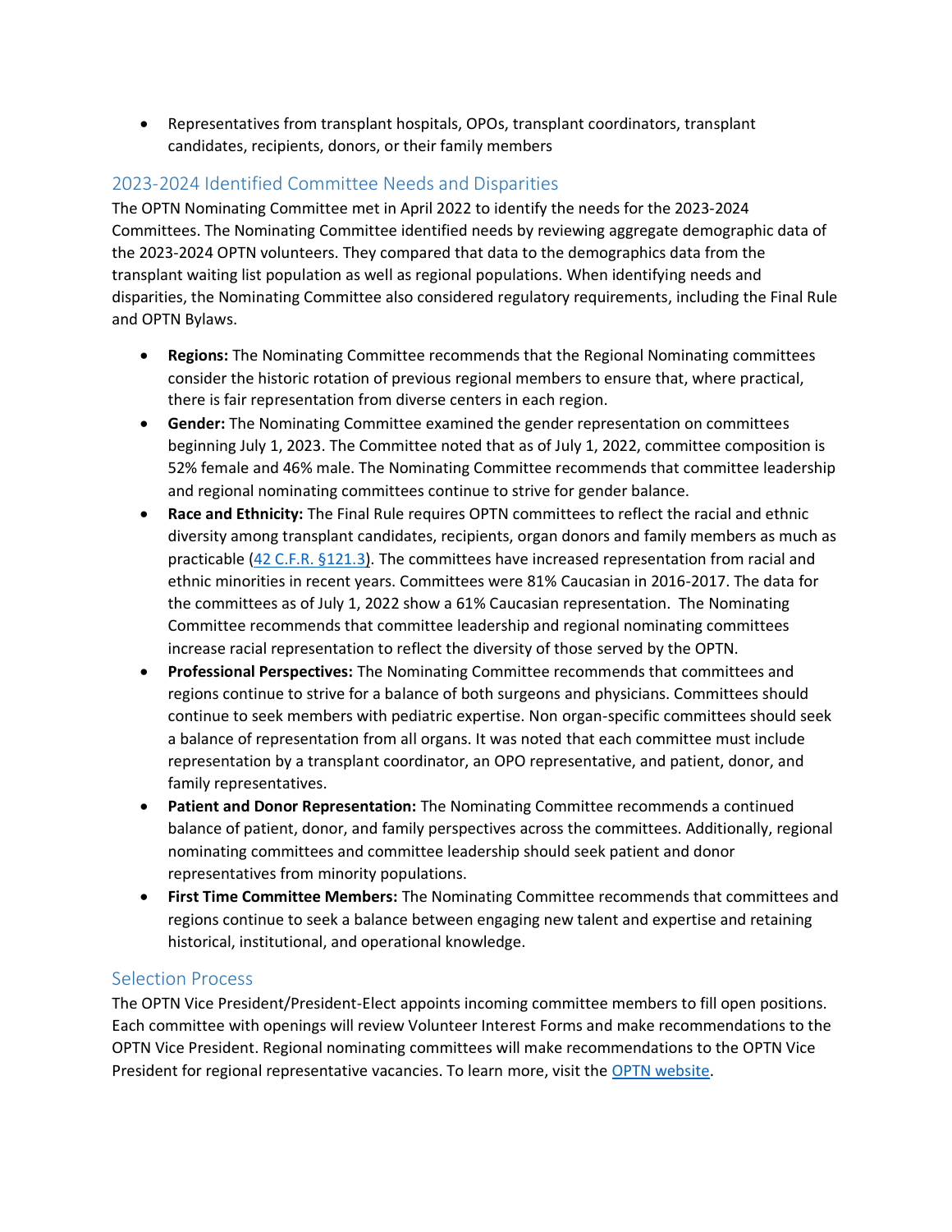- Representatives from transplant hospitals, OPOs, transplant coordinators, transplant candidates, recipients, donors, or their family members

## 2023-2024 Identified Committee Needs and Disparities

The OPTN Nominating Committee met in April 2022 to identify the needs for the 2023-2024 Committees. The Nominating Committee identified needs by reviewing aggregate demographic data of the 2023-2024 OPTN volunteers. They compared that data to the demographics data from the transplant waiting list population as well as regional populations. When identifying needs and disparities, the Nominating Committee also considered regulatory requirements, including the Final Rule and OPTN Bylaws.

- **Regions:** The Nominating Committee recommends that the Regional Nominating committees consider the historic rotation of previous regional members to ensure that, where practical, there is fair representation from diverse centers in each region.
- **Gender:** The Nominating Committee examined the gender representation on committees beginning July 1, 2023. The Committee noted that as of July 1, 2022, committee composition is 52% female and 46% male. The Nominating Committee recommends that committee leadership and regional nominating committees continue to strive for gender balance.
- **Race and Ethnicity:** The Final Rule requires OPTN committees to reflect the racial and ethnic diversity among transplant candidates, recipients, organ donors and family members as much as practicable ([42 C.F.R. §121.3](42 C.F.R. §121.3)). The committees have increased representation from racial and ethnic minorities in recent years. Committees were 81% Caucasian in 2016-2017. The data for the committees as of July 1, 2022 show a 61% Caucasian representation. The Nominating Committee recommends that committee leadership and regional nominating committees increase racial representation to reflect the diversity of those served by the OPTN.
- **Professional Perspectives:** The Nominating Committee recommends that committees and regions continue to strive for a balance of both surgeons and physicians. Committees should continue to seek members with pediatric expertise. Non organ-specific committees should seek a balance of representation from all organs. It was noted that each committee must include representation by a transplant coordinator, an OPO representative, and patient, donor, and family representatives.
- **Patient and Donor Representation:** The Nominating Committee recommends a continued balance of patient, donor, and family perspectives across the committees. Additionally, regional nominating committees and committee leadership should seek patient and donor representatives from minority populations.
- **First Time Committee Members:** The Nominating Committee recommends that committees and regions continue to seek a balance between engaging new talent and expertise and retaining historical, institutional, and operational knowledge.

## Selection Process

The OPTN Vice President/President-Elect appoints incoming committee members to fill open positions. Each committee with openings will review Volunteer Interest Forms and make recommendations to the OPTN Vice President. Regional nominating committees will make recommendations to the OPTN Vice President for regional representative vacancies. To learn more, visit the [OPTN website](OPTN website).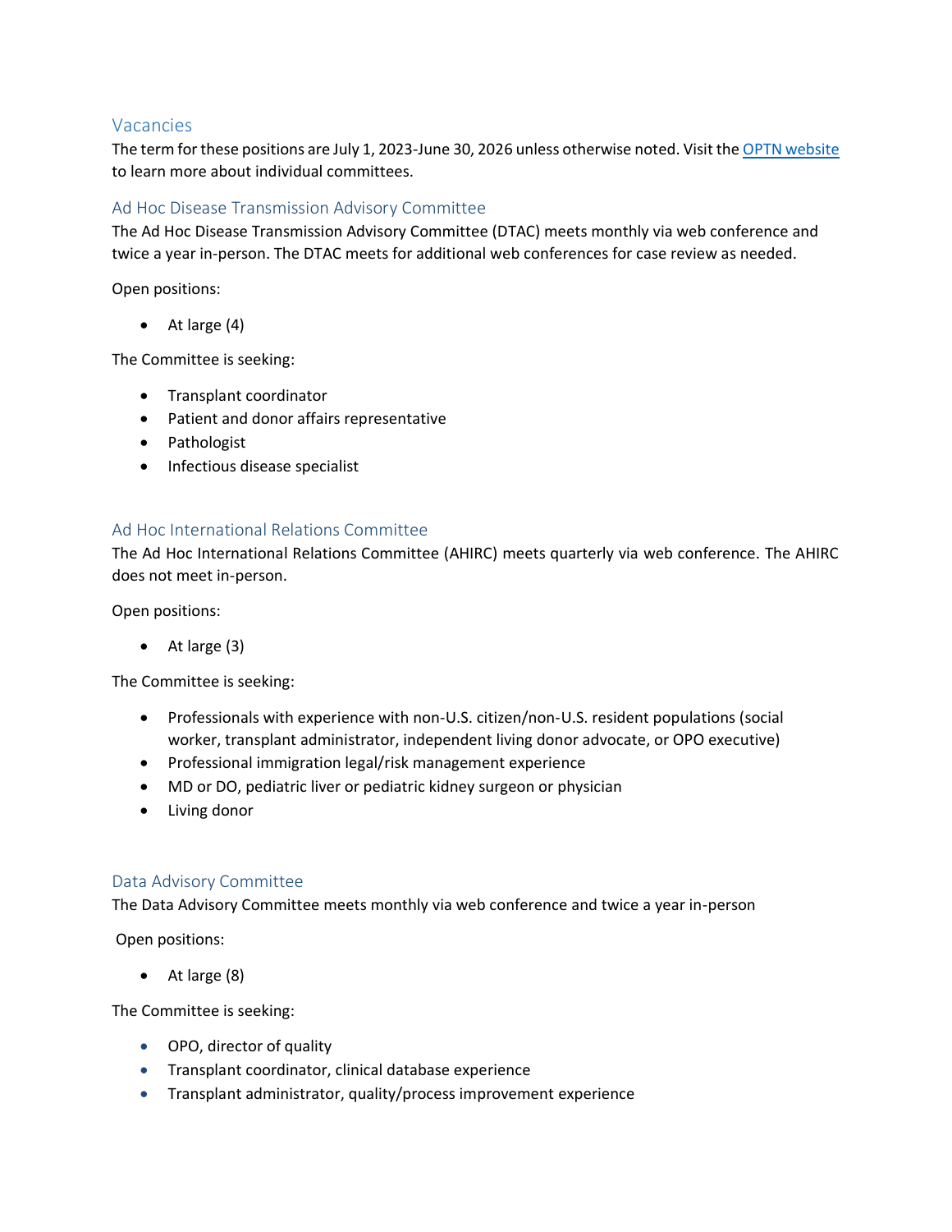## Vacancies

The term for these positions are July 1, 2023-June 30, 2026 unless otherwise noted. Visit the [OPTN website](#) to learn more about individual committees.

### Ad Hoc Disease Transmission Advisory Committee

The Ad Hoc Disease Transmission Advisory Committee (DTAC) meets monthly via web conference and twice a year in-person. The DTAC meets for additional web conferences for case review as needed.

Open positions:

- At large (4)

The Committee is seeking:

- Transplant coordinator
- Patient and donor affairs representative
- Pathologist
- Infectious disease specialist

### Ad Hoc International Relations Committee

The Ad Hoc International Relations Committee (AHIRC) meets quarterly via web conference. The AHIRC does not meet in-person.

Open positions:

- At large (3)

The Committee is seeking:

- Professionals with experience with non-U.S. citizen/non-U.S. resident populations (social worker, transplant administrator, independent living donor advocate, or OPO executive)
- Professional immigration legal/risk management experience
- MD or DO, pediatric liver or pediatric kidney surgeon or physician
- Living donor

### Data Advisory Committee

The Data Advisory Committee meets monthly via web conference and twice a year in-person

Open positions:

- At large (8)

The Committee is seeking:

- OPO, director of quality
- Transplant coordinator, clinical database experience
- Transplant administrator, quality/process improvement experience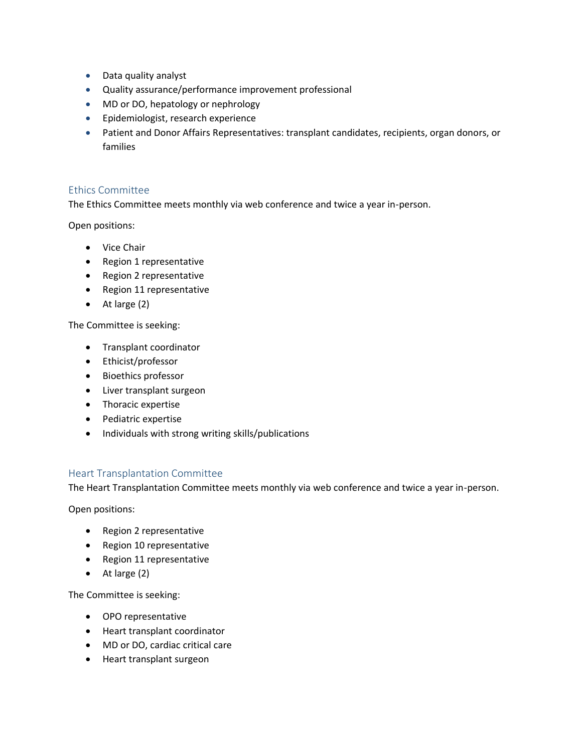- Data quality analyst
- Quality assurance/performance improvement professional
- MD or DO, hepatology or nephrology
- Epidemiologist, research experience
- Patient and Donor Affairs Representatives: transplant candidates, recipients, organ donors, or families

## Ethics Committee

The Ethics Committee meets monthly via web conference and twice a year in-person.

Open positions:

- Vice Chair
- Region 1 representative
- Region 2 representative
- Region 11 representative
- At large (2)

The Committee is seeking:

- Transplant coordinator
- Ethicist/professor
- Bioethics professor
- Liver transplant surgeon
- Thoracic expertise
- Pediatric expertise
- Individuals with strong writing skills/publications

## Heart Transplantation Committee

The Heart Transplantation Committee meets monthly via web conference and twice a year in-person.

Open positions:

- Region 2 representative
- Region 10 representative
- Region 11 representative
- At large (2)

The Committee is seeking:

- OPO representative
- Heart transplant coordinator
- MD or DO, cardiac critical care
- Heart transplant surgeon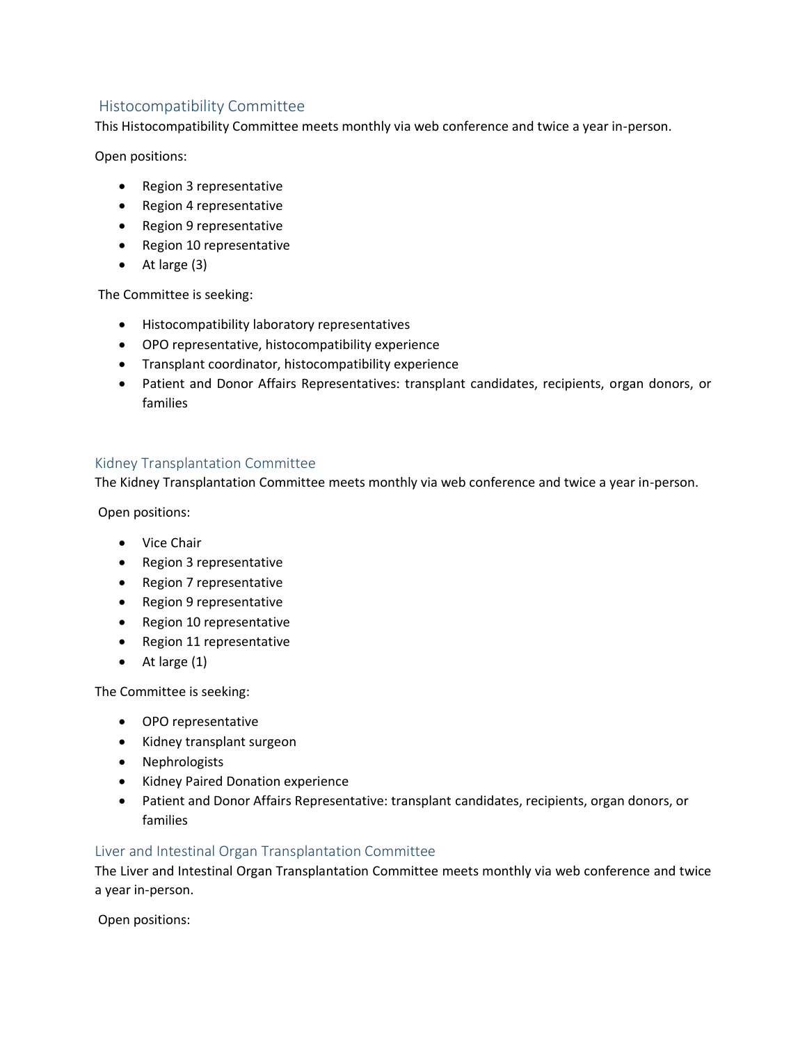## Histocompatibility Committee

This Histocompatibility Committee meets monthly via web conference and twice a year in-person.

Open positions:

- Region 3 representative
- Region 4 representative
- Region 9 representative
- Region 10 representative
- At large (3)

The Committee is seeking:

- Histocompatibility laboratory representatives
- OPO representative, histocompatibility experience
- Transplant coordinator, histocompatibility experience
- Patient and Donor Affairs Representatives: transplant candidates, recipients, organ donors, or families

## Kidney Transplantation Committee

The Kidney Transplantation Committee meets monthly via web conference and twice a year in-person.

Open positions:

- Vice Chair
- Region 3 representative
- Region 7 representative
- Region 9 representative
- Region 10 representative
- Region 11 representative
- At large (1)

The Committee is seeking:

- OPO representative
- Kidney transplant surgeon
- Nephrologists
- Kidney Paired Donation experience
- Patient and Donor Affairs Representative: transplant candidates, recipients, organ donors, or families

## Liver and Intestinal Organ Transplantation Committee

The Liver and Intestinal Organ Transplantation Committee meets monthly via web conference and twice a year in-person.

Open positions: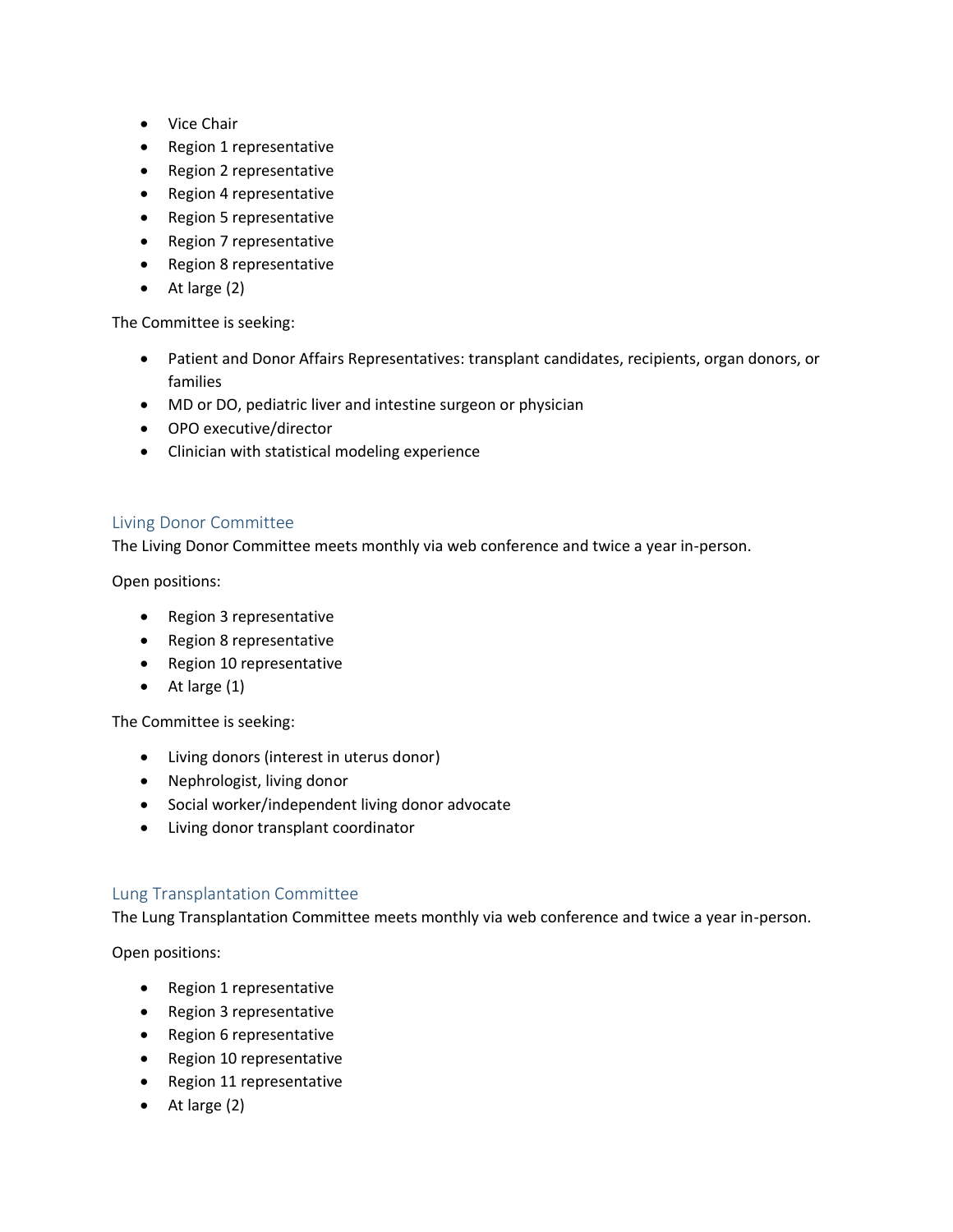- Vice Chair
- Region 1 representative
- Region 2 representative
- Region 4 representative
- Region 5 representative
- Region 7 representative
- Region 8 representative
- At large (2)

The Committee is seeking:

- Patient and Donor Affairs Representatives: transplant candidates, recipients, organ donors, or families
- MD or DO, pediatric liver and intestine surgeon or physician
- OPO executive/director
- Clinician with statistical modeling experience

## Living Donor Committee

The Living Donor Committee meets monthly via web conference and twice a year in-person.

Open positions:

- Region 3 representative
- Region 8 representative
- Region 10 representative
- At large (1)

The Committee is seeking:

- Living donors (interest in uterus donor)
- Nephrologist, living donor
- Social worker/independent living donor advocate
- Living donor transplant coordinator

## Lung Transplantation Committee

The Lung Transplantation Committee meets monthly via web conference and twice a year in-person.

Open positions:

- Region 1 representative
- Region 3 representative
- Region 6 representative
- Region 10 representative
- Region 11 representative
- At large (2)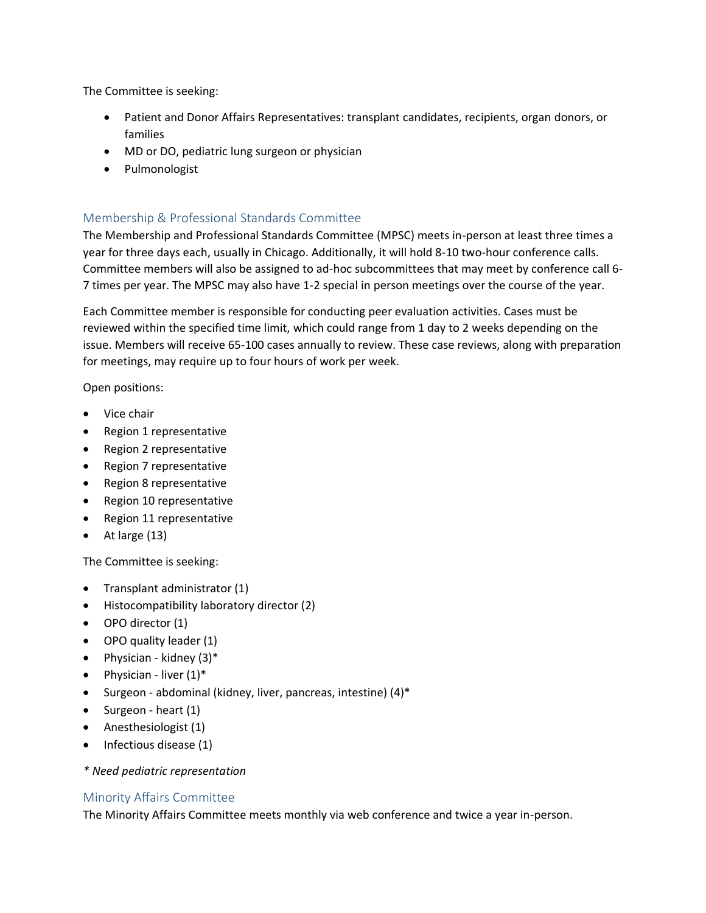The Committee is seeking:

- Patient and Donor Affairs Representatives: transplant candidates, recipients, organ donors, or families
- MD or DO, pediatric lung surgeon or physician
- Pulmonologist

## Membership & Professional Standards Committee

The Membership and Professional Standards Committee (MPSC) meets in-person at least three times a year for three days each, usually in Chicago. Additionally, it will hold 8-10 two-hour conference calls. Committee members will also be assigned to ad-hoc subcommittees that may meet by conference call 6-7 times per year. The MPSC may also have 1-2 special in person meetings over the course of the year.

Each Committee member is responsible for conducting peer evaluation activities. Cases must be reviewed within the specified time limit, which could range from 1 day to 2 weeks depending on the issue. Members will receive 65-100 cases annually to review. These case reviews, along with preparation for meetings, may require up to four hours of work per week.

Open positions:

- Vice chair
- Region 1 representative
- Region 2 representative
- Region 7 representative
- Region 8 representative
- Region 10 representative
- Region 11 representative
- At large (13)

The Committee is seeking:

- Transplant administrator (1)
- Histocompatibility laboratory director (2)
- OPO director (1)
- OPO quality leader (1)
- Physician - kidney (3)*
- Physician - liver (1)*
- Surgeon - abdominal (kidney, liver, pancreas, intestine) (4)*
- Surgeon - heart (1)
- Anesthesiologist (1)
- Infectious disease (1)

*\* Need pediatric representation*

## Minority Affairs Committee

The Minority Affairs Committee meets monthly via web conference and twice a year in-person.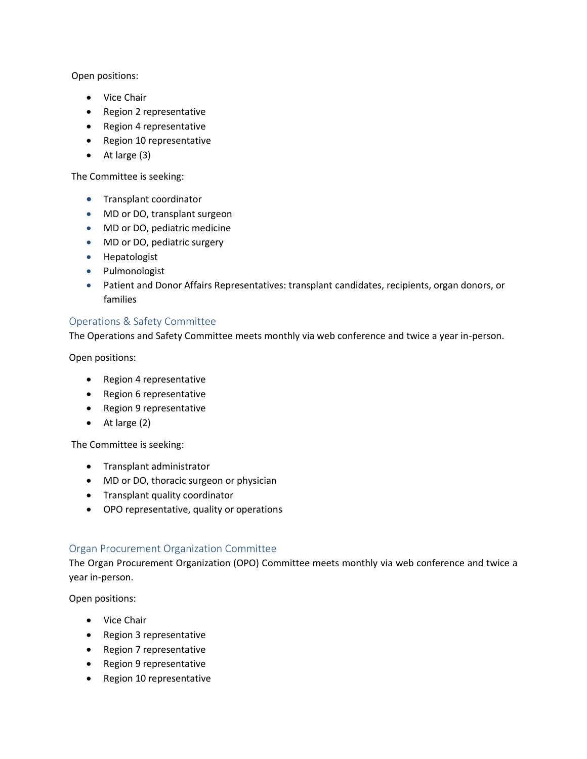Open positions:

- Vice Chair
- Region 2 representative
- Region 4 representative
- Region 10 representative
- At large (3)

The Committee is seeking:

- Transplant coordinator
- MD or DO, transplant surgeon
- MD or DO, pediatric medicine
- MD or DO, pediatric surgery
- Hepatologist
- Pulmonologist
- Patient and Donor Affairs Representatives: transplant candidates, recipients, organ donors, or families

## Operations & Safety Committee

The Operations and Safety Committee meets monthly via web conference and twice a year in-person.

Open positions:

- Region 4 representative
- Region 6 representative
- Region 9 representative
- At large (2)

The Committee is seeking:

- Transplant administrator
- MD or DO, thoracic surgeon or physician
- Transplant quality coordinator
- OPO representative, quality or operations

## Organ Procurement Organization Committee

The Organ Procurement Organization (OPO) Committee meets monthly via web conference and twice a year in-person.

Open positions:

- Vice Chair
- Region 3 representative
- Region 7 representative
- Region 9 representative
- Region 10 representative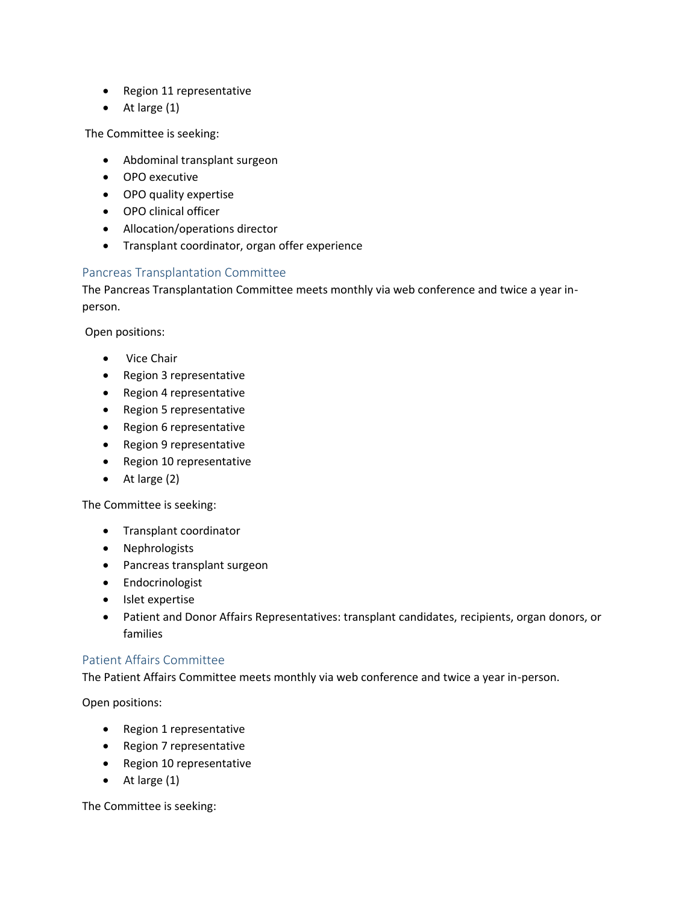- Region 11 representative
- At large (1)

The Committee is seeking:

- Abdominal transplant surgeon
- OPO executive
- OPO quality expertise
- OPO clinical officer
- Allocation/operations director
- Transplant coordinator, organ offer experience

## Pancreas Transplantation Committee

The Pancreas Transplantation Committee meets monthly via web conference and twice a year in-person.

Open positions:

- Vice Chair
- Region 3 representative
- Region 4 representative
- Region 5 representative
- Region 6 representative
- Region 9 representative
- Region 10 representative
- At large (2)

The Committee is seeking:

- Transplant coordinator
- Nephrologists
- Pancreas transplant surgeon
- Endocrinologist
- Islet expertise
- Patient and Donor Affairs Representatives: transplant candidates, recipients, organ donors, or families

## Patient Affairs Committee

The Patient Affairs Committee meets monthly via web conference and twice a year in-person.

Open positions:

- Region 1 representative
- Region 7 representative
- Region 10 representative
- At large (1)

The Committee is seeking: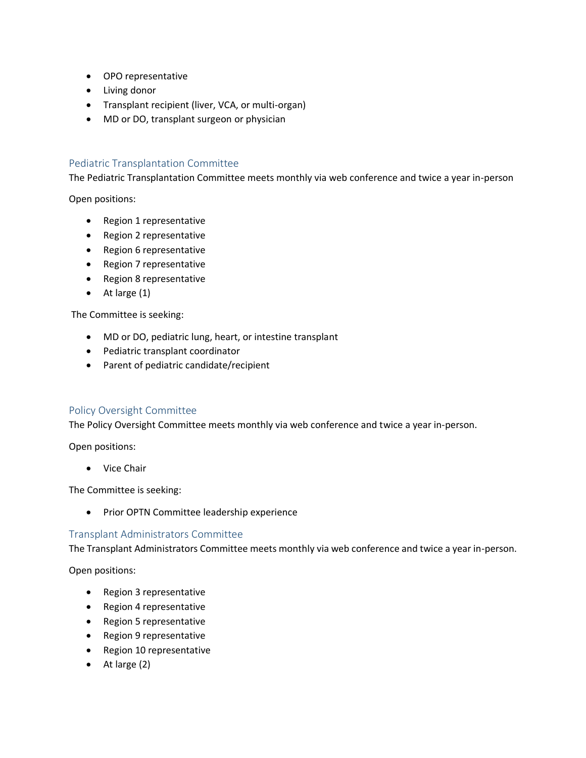- OPO representative
- Living donor
- Transplant recipient (liver, VCA, or multi-organ)
- MD or DO, transplant surgeon or physician

## Pediatric Transplantation Committee

The Pediatric Transplantation Committee meets monthly via web conference and twice a year in-person

Open positions:

- Region 1 representative
- Region 2 representative
- Region 6 representative
- Region 7 representative
- Region 8 representative
- At large (1)

The Committee is seeking:

- MD or DO, pediatric lung, heart, or intestine transplant
- Pediatric transplant coordinator
- Parent of pediatric candidate/recipient

## Policy Oversight Committee

The Policy Oversight Committee meets monthly via web conference and twice a year in-person.

Open positions:

- Vice Chair

The Committee is seeking:

- Prior OPTN Committee leadership experience

## Transplant Administrators Committee

The Transplant Administrators Committee meets monthly via web conference and twice a year in-person.

Open positions:

- Region 3 representative
- Region 4 representative
- Region 5 representative
- Region 9 representative
- Region 10 representative
- At large (2)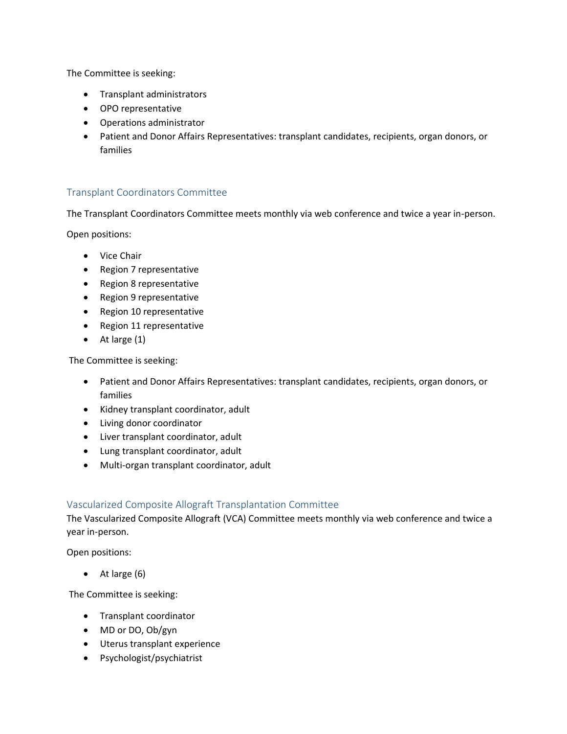The Committee is seeking:

- Transplant administrators
- OPO representative
- Operations administrator
- Patient and Donor Affairs Representatives: transplant candidates, recipients, organ donors, or families

## Transplant Coordinators Committee

The Transplant Coordinators Committee meets monthly via web conference and twice a year in-person.

Open positions:

- Vice Chair
- Region 7 representative
- Region 8 representative
- Region 9 representative
- Region 10 representative
- Region 11 representative
- At large (1)

The Committee is seeking:

- Patient and Donor Affairs Representatives: transplant candidates, recipients, organ donors, or families
- Kidney transplant coordinator, adult
- Living donor coordinator
- Liver transplant coordinator, adult
- Lung transplant coordinator, adult
- Multi-organ transplant coordinator, adult

## Vascularized Composite Allograft Transplantation Committee

The Vascularized Composite Allograft (VCA) Committee meets monthly via web conference and twice a year in-person.

Open positions:

- At large (6)

The Committee is seeking:

- Transplant coordinator
- MD or DO, Ob/gyn
- Uterus transplant experience
- Psychologist/psychiatrist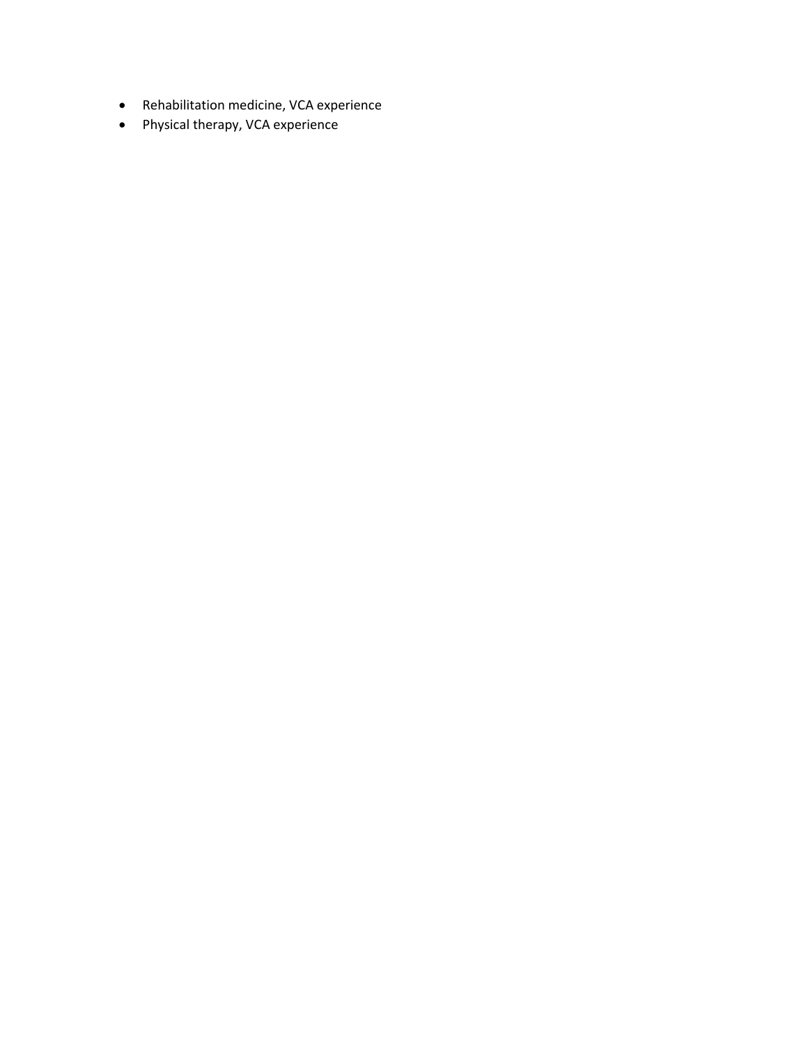- Rehabilitation medicine, VCA experience
- Physical therapy, VCA experience